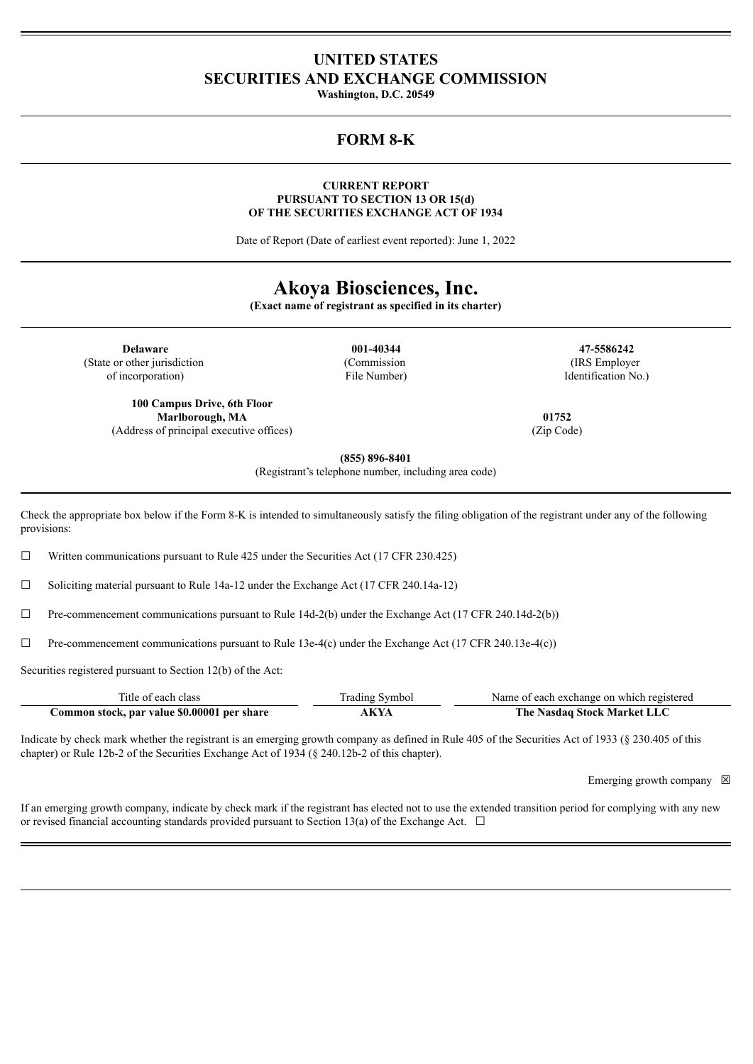# UNITED STATES
# SECURITIES AND EXCHANGE COMMISSION

**Washington, D.C. 20549**

## FORM 8-K

**CURRENT REPORT**
**PURSUANT TO SECTION 13 OR 15(d)**
**OF THE SECURITIES EXCHANGE ACT OF 1934**

Date of Report (Date of earliest event reported): June 1, 2022

# Akoya Biosciences, Inc.

**(Exact name of registrant as specified in its charter)**

| **Delaware** | **001-40344** | **47-5586242** |
|---|---|---|
| (State or other jurisdiction of incorporation) | (Commission File Number) | (IRS Employer Identification No.) |

| **100 Campus Drive, 6th Floor Marlborough, MA** | **01752** |
|---|---|
| (Address of principal executive offices) | (Zip Code) |

**(855) 896-8401**
(Registrant's telephone number, including area code)

Check the appropriate box below if the Form 8-K is intended to simultaneously satisfy the filing obligation of the registrant under any of the following provisions:

☐ Written communications pursuant to Rule 425 under the Securities Act (17 CFR 230.425)

☐ Soliciting material pursuant to Rule 14a-12 under the Exchange Act (17 CFR 240.14a-12)

☐ Pre-commencement communications pursuant to Rule 14d-2(b) under the Exchange Act (17 CFR 240.14d-2(b))

☐ Pre-commencement communications pursuant to Rule 13e-4(c) under the Exchange Act (17 CFR 240.13e-4(c))

Securities registered pursuant to Section 12(b) of the Act:

| Title of each class | Trading Symbol | Name of each exchange on which registered |
|---|---|---|
| **Common stock, par value $0.00001 per share** | **AKYA** | **The Nasdaq Stock Market LLC** |

Indicate by check mark whether the registrant is an emerging growth company as defined in Rule 405 of the Securities Act of 1933 (§ 230.405 of this chapter) or Rule 12b-2 of the Securities Exchange Act of 1934 (§ 240.12b-2 of this chapter).

Emerging growth company ☒

If an emerging growth company, indicate by check mark if the registrant has elected not to use the extended transition period for complying with any new or revised financial accounting standards provided pursuant to Section 13(a) of the Exchange Act. ☐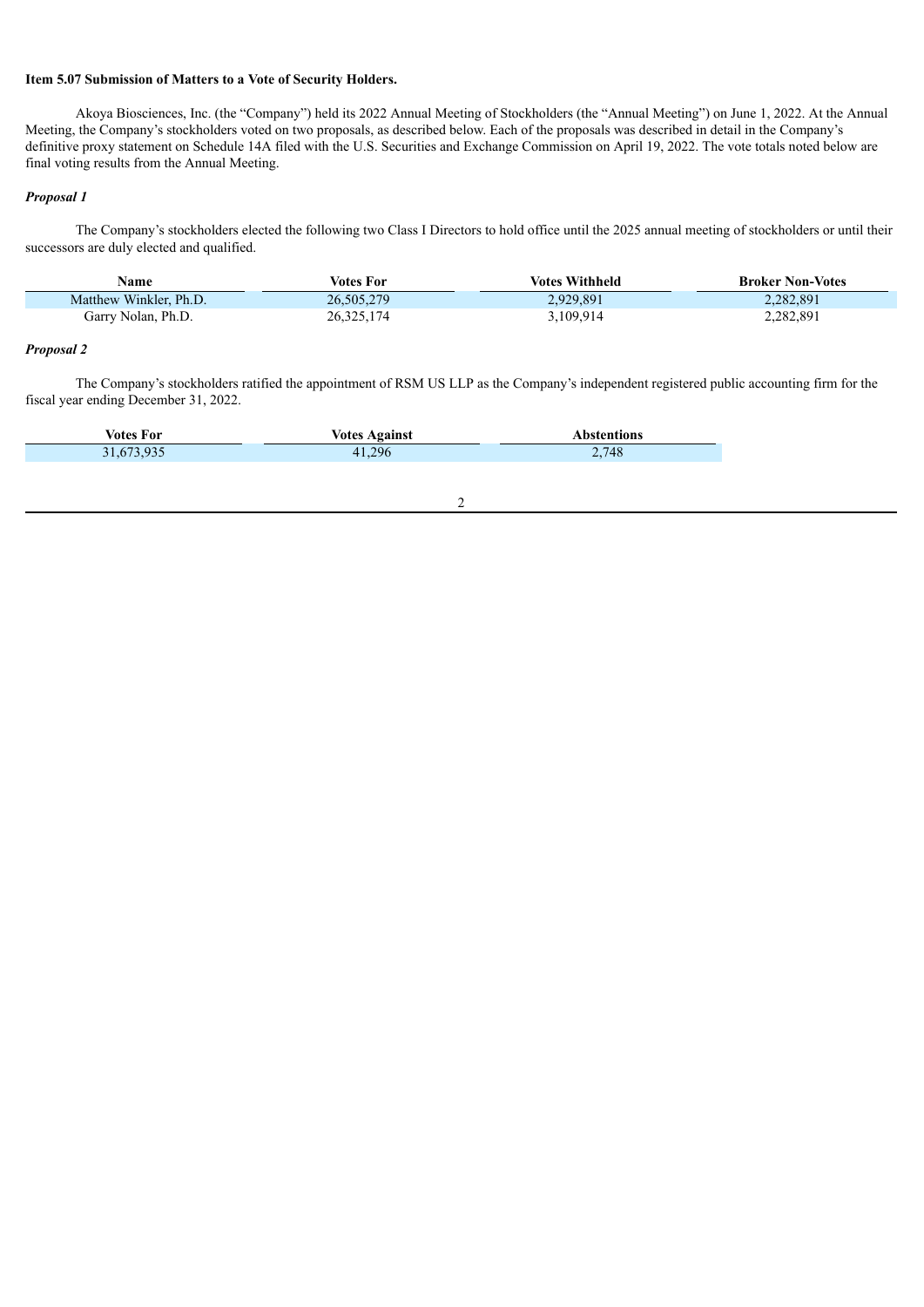**Item 5.07 Submission of Matters to a Vote of Security Holders.**

Akoya Biosciences, Inc. (the "Company") held its 2022 Annual Meeting of Stockholders (the "Annual Meeting") on June 1, 2022. At the Annual Meeting, the Company's stockholders voted on two proposals, as described below. Each of the proposals was described in detail in the Company's definitive proxy statement on Schedule 14A filed with the U.S. Securities and Exchange Commission on April 19, 2022. The vote totals noted below are final voting results from the Annual Meeting.

***Proposal 1***

The Company's stockholders elected the following two Class I Directors to hold office until the 2025 annual meeting of stockholders or until their successors are duly elected and qualified.

| Name | Votes For | Votes Withheld | Broker Non-Votes |
| --- | --- | --- | --- |
| Matthew Winkler, Ph.D. | 26,505,279 | 2,929,891 | 2,282,891 |
| Garry Nolan, Ph.D. | 26,325,174 | 3,109,914 | 2,282,891 |

***Proposal 2***

The Company's stockholders ratified the appointment of RSM US LLP as the Company's independent registered public accounting firm for the fiscal year ending December 31, 2022.

| Votes For | Votes Against | Abstentions |
| --- | --- | --- |
| 31,673,935 | 41,296 | 2,748 |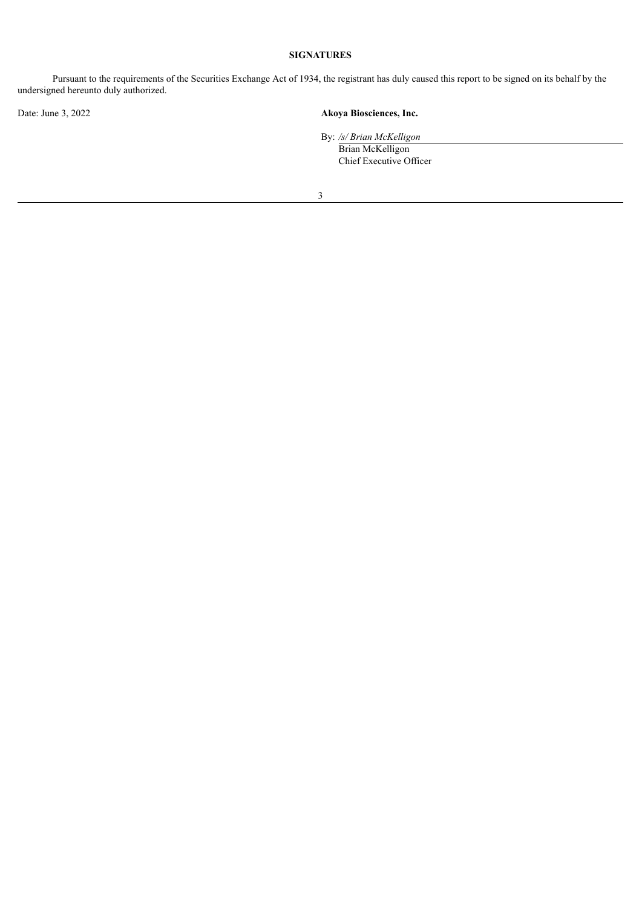**SIGNATURES**

Pursuant to the requirements of the Securities Exchange Act of 1934, the registrant has duly caused this report to be signed on its behalf by the undersigned hereunto duly authorized.

Date: June 3, 2022

**Akoya Biosciences, Inc.**

By: */s/ Brian McKelligon*
Brian McKelligon
Chief Executive Officer